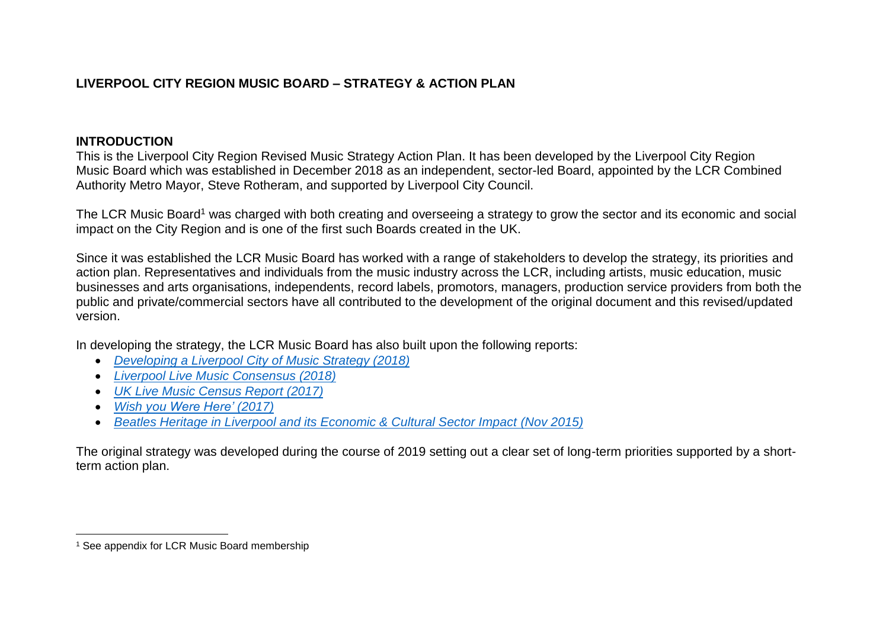# LIVERPOOL CITY REGION MUSIC BOARD – STRATEGY & ACTION PLAN

## INTRODUCTION

This is the Liverpool City Region Revised Music Strategy Action Plan. It has been developed by the Liverpool City Region Music Board which was established in December 2018 as an independent, sector-led Board, appointed by the LCR Combined Authority Metro Mayor, Steve Rotheram, and supported by Liverpool City Council.

The LCR Music Board[1] was charged with both creating and overseeing a strategy to grow the sector and its economic and social impact on the City Region and is one of the first such Boards created in the UK.

Since it was established the LCR Music Board has worked with a range of stakeholders to develop the strategy, its priorities and action plan. Representatives and individuals from the music industry across the LCR, including artists, music education, music businesses and arts organisations, independents, record labels, promotors, managers, production service providers from both the public and private/commercial sectors have all contributed to the development of the original document and this revised/updated version.

In developing the strategy, the LCR Music Board has also built upon the following reports:

- *Developing a Liverpool City of Music Strategy (2018)*
- *Liverpool Live Music Consensus (2018)*
- *UK Live Music Census Report (2017)*
- *Wish you Were Here' (2017)*
- *Beatles Heritage in Liverpool and its Economic & Cultural Sector Impact (Nov 2015)*

The original strategy was developed during the course of 2019 setting out a clear set of long-term priorities supported by a short-term action plan.

[1] See appendix for LCR Music Board membership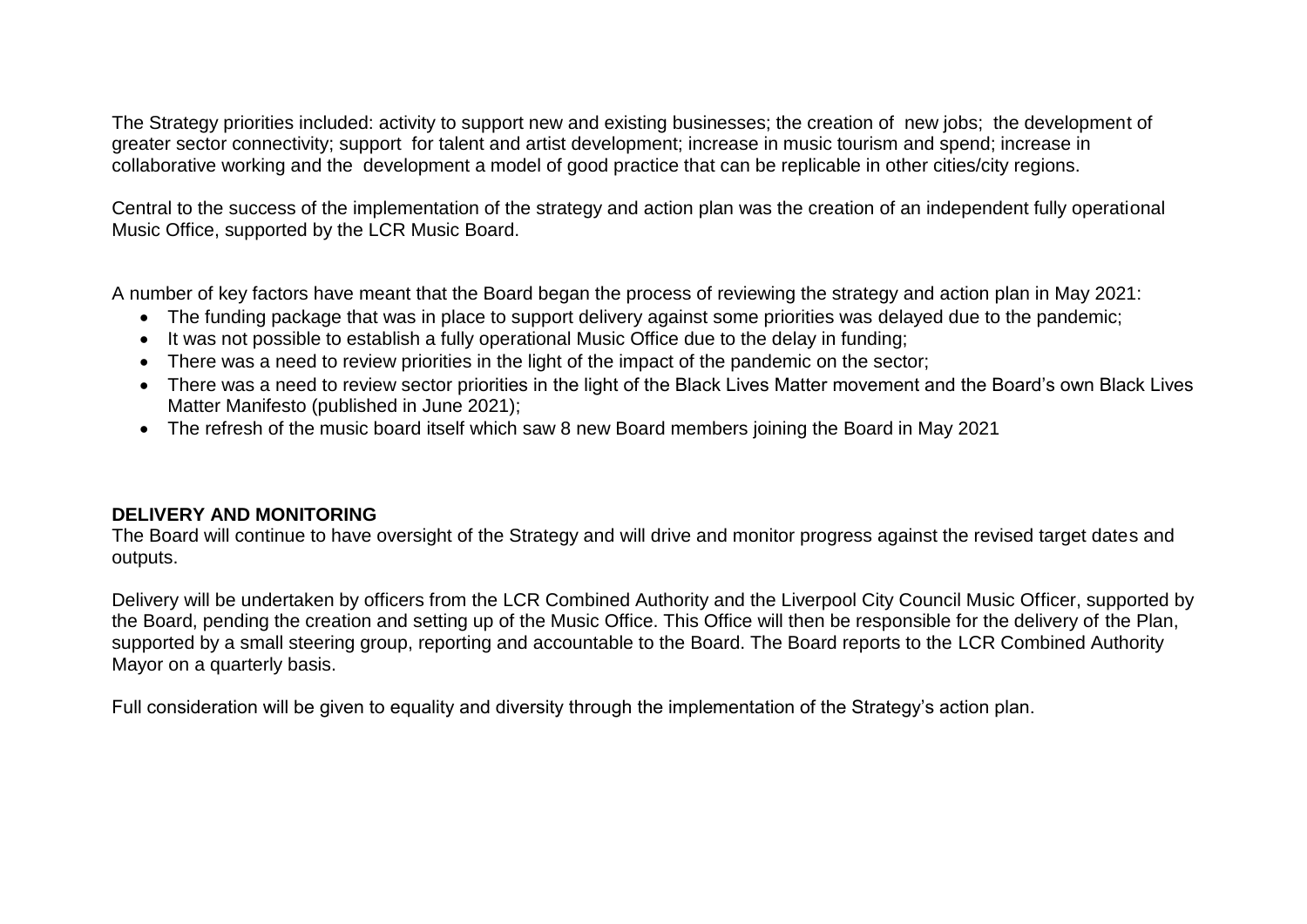The Strategy priorities included: activity to support new and existing businesses; the creation of new jobs; the development of greater sector connectivity; support for talent and artist development; increase in music tourism and spend; increase in collaborative working and the development a model of good practice that can be replicable in other cities/city regions.

Central to the success of the implementation of the strategy and action plan was the creation of an independent fully operational Music Office, supported by the LCR Music Board.

A number of key factors have meant that the Board began the process of reviewing the strategy and action plan in May 2021:

- The funding package that was in place to support delivery against some priorities was delayed due to the pandemic;
- It was not possible to establish a fully operational Music Office due to the delay in funding;
- There was a need to review priorities in the light of the impact of the pandemic on the sector;
- There was a need to review sector priorities in the light of the Black Lives Matter movement and the Board's own Black Lives Matter Manifesto (published in June 2021);
- The refresh of the music board itself which saw 8 new Board members joining the Board in May 2021

**DELIVERY AND MONITORING**

The Board will continue to have oversight of the Strategy and will drive and monitor progress against the revised target dates and outputs.

Delivery will be undertaken by officers from the LCR Combined Authority and the Liverpool City Council Music Officer, supported by the Board, pending the creation and setting up of the Music Office. This Office will then be responsible for the delivery of the Plan, supported by a small steering group, reporting and accountable to the Board. The Board reports to the LCR Combined Authority Mayor on a quarterly basis.

Full consideration will be given to equality and diversity through the implementation of the Strategy's action plan.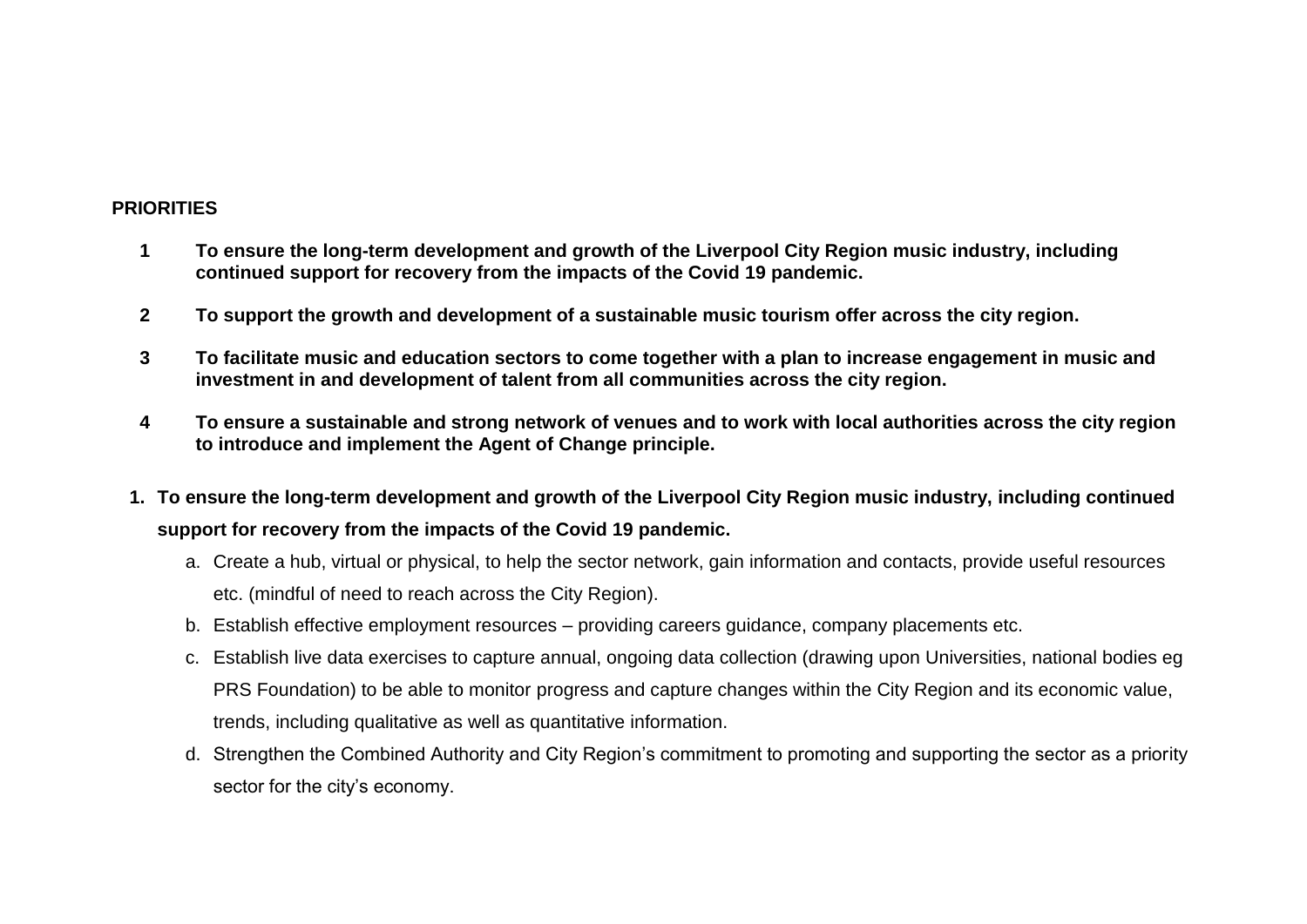**PRIORITIES**

1. **To ensure the long-term development and growth of the Liverpool City Region music industry, including continued support for recovery from the impacts of the Covid 19 pandemic.**

2. **To support the growth and development of a sustainable music tourism offer across the city region.**

3. **To facilitate music and education sectors to come together with a plan to increase engagement in music and investment in and development of talent from all communities across the city region.**

4. **To ensure a sustainable and strong network of venues and to work with local authorities across the city region to introduce and implement the Agent of Change principle.**

1. **To ensure the long-term development and growth of the Liverpool City Region music industry, including continued support for recovery from the impacts of the Covid 19 pandemic.**

    a. Create a hub, virtual or physical, to help the sector network, gain information and contacts, provide useful resources etc. (mindful of need to reach across the City Region).

    b. Establish effective employment resources – providing careers guidance, company placements etc.

    c. Establish live data exercises to capture annual, ongoing data collection (drawing upon Universities, national bodies eg PRS Foundation) to be able to monitor progress and capture changes within the City Region and its economic value, trends, including qualitative as well as quantitative information.

    d. Strengthen the Combined Authority and City Region's commitment to promoting and supporting the sector as a priority sector for the city's economy.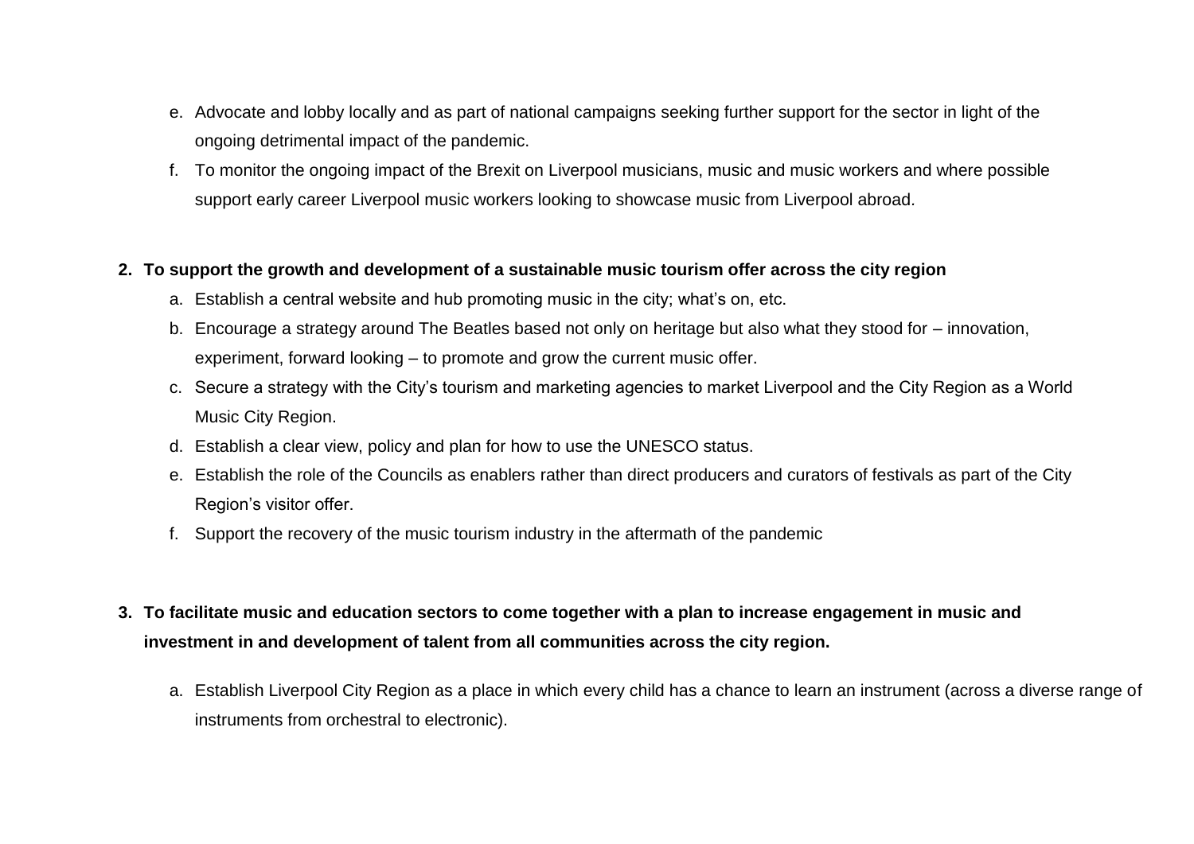e. Advocate and lobby locally and as part of national campaigns seeking further support for the sector in light of the ongoing detrimental impact of the pandemic.
f. To monitor the ongoing impact of the Brexit on Liverpool musicians, music and music workers and where possible support early career Liverpool music workers looking to showcase music from Liverpool abroad.

**2. To support the growth and development of a sustainable music tourism offer across the city region**

a. Establish a central website and hub promoting music in the city; what's on, etc.
b. Encourage a strategy around The Beatles based not only on heritage but also what they stood for – innovation, experiment, forward looking – to promote and grow the current music offer.
c. Secure a strategy with the City's tourism and marketing agencies to market Liverpool and the City Region as a World Music City Region.
d. Establish a clear view, policy and plan for how to use the UNESCO status.
e. Establish the role of the Councils as enablers rather than direct producers and curators of festivals as part of the City Region's visitor offer.
f. Support the recovery of the music tourism industry in the aftermath of the pandemic

**3. To facilitate music and education sectors to come together with a plan to increase engagement in music and investment in and development of talent from all communities across the city region.**

a. Establish Liverpool City Region as a place in which every child has a chance to learn an instrument (across a diverse range of instruments from orchestral to electronic).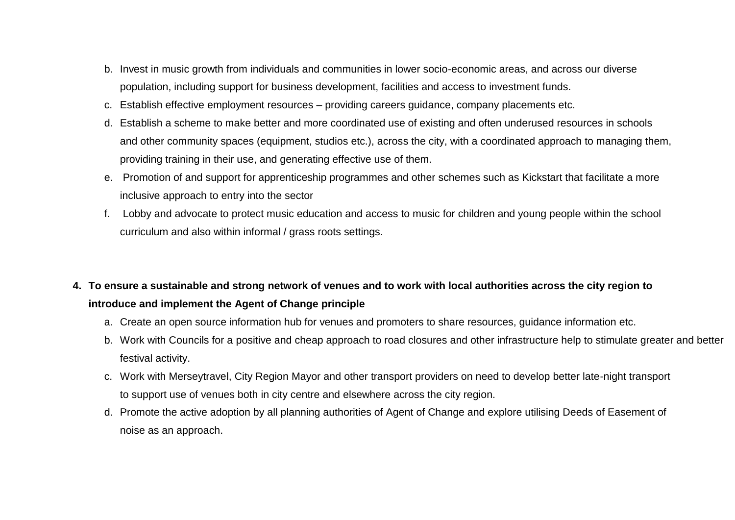b. Invest in music growth from individuals and communities in lower socio-economic areas, and across our diverse population, including support for business development, facilities and access to investment funds.
c. Establish effective employment resources – providing careers guidance, company placements etc.
d. Establish a scheme to make better and more coordinated use of existing and often underused resources in schools and other community spaces (equipment, studios etc.), across the city, with a coordinated approach to managing them, providing training in their use, and generating effective use of them.
e. Promotion of and support for apprenticeship programmes and other schemes such as Kickstart that facilitate a more inclusive approach to entry into the sector
f. Lobby and advocate to protect music education and access to music for children and young people within the school curriculum and also within informal / grass roots settings.

4. **To ensure a sustainable and strong network of venues and to work with local authorities across the city region to introduce and implement the Agent of Change principle**
    a. Create an open source information hub for venues and promoters to share resources, guidance information etc.
    b. Work with Councils for a positive and cheap approach to road closures and other infrastructure help to stimulate greater and better festival activity.
    c. Work with Merseytravel, City Region Mayor and other transport providers on need to develop better late-night transport to support use of venues both in city centre and elsewhere across the city region.
    d. Promote the active adoption by all planning authorities of Agent of Change and explore utilising Deeds of Easement of noise as an approach.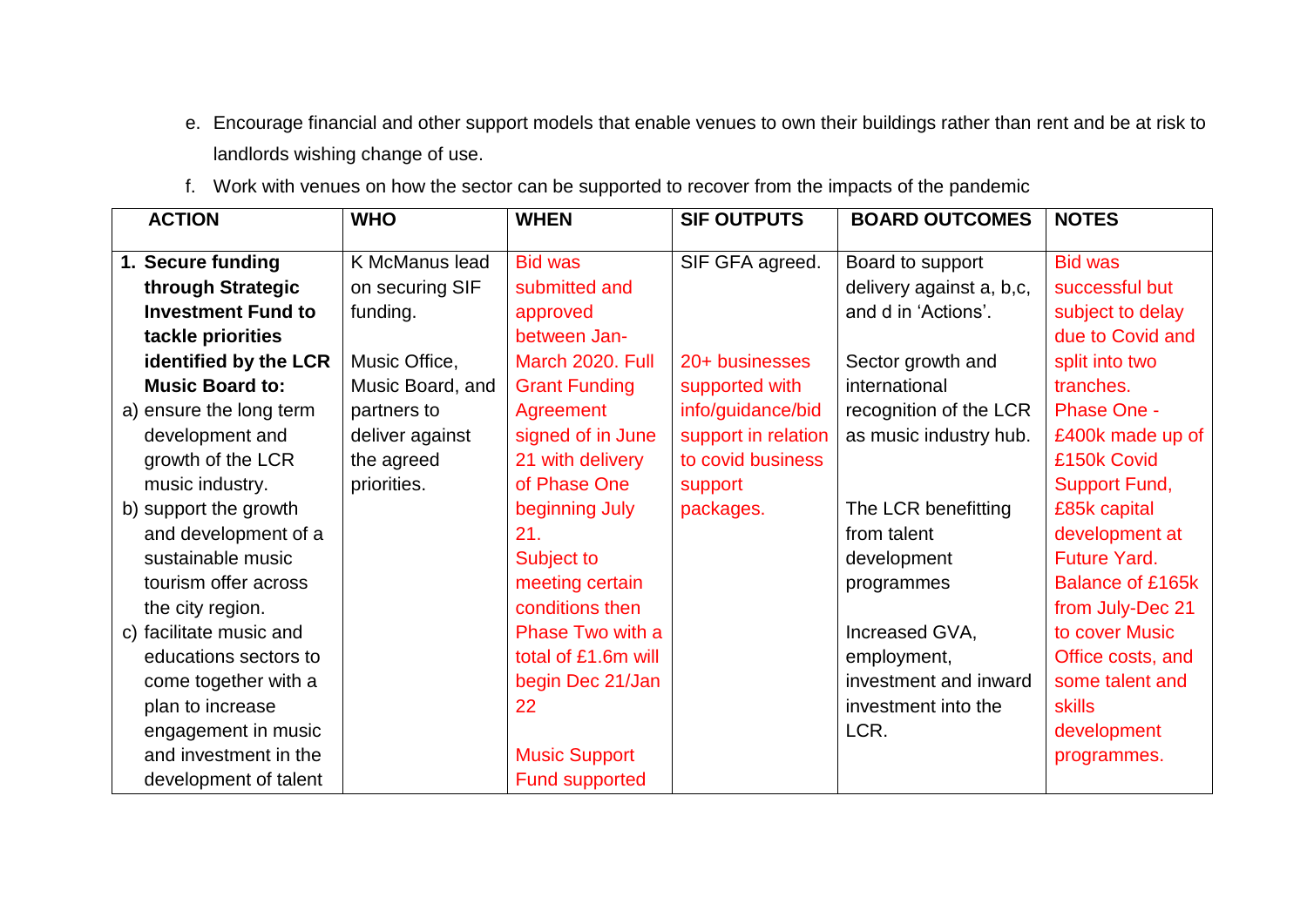e. Encourage financial and other support models that enable venues to own their buildings rather than rent and be at risk to landlords wishing change of use.

f. Work with venues on how the sector can be supported to recover from the impacts of the pandemic

| ACTION | WHO | WHEN | SIF OUTPUTS | BOARD OUTCOMES | NOTES |
|---|---|---|---|---|---|
| **1. Secure funding through Strategic Investment Fund to tackle priorities identified by the LCR Music Board to:**<br>a) ensure the long term development and growth of the LCR music industry.<br>b) support the growth and development of a sustainable music tourism offer across the city region.<br>c) facilitate music and educations sectors to come together with a plan to increase engagement in music and investment in the development of talent | K McManus lead on securing SIF funding.<br><br>Music Office, Music Board, and partners to deliver against the agreed priorities. | Bid was submitted and approved between Jan-March 2020. Full Grant Funding Agreement signed of in June 21 with delivery of Phase One beginning July 21.<br>Subject to meeting certain conditions then Phase Two with a total of £1.6m will begin Dec 21/Jan 22<br><br>Music Support Fund supported | SIF GFA agreed.<br><br>20+ businesses supported with info/guidance/bid support in relation to covid business support packages. | Board to support delivery against a, b,c, and d in 'Actions'.<br><br>Sector growth and international recognition of the LCR as music industry hub.<br><br>The LCR benefitting from talent development programmes<br><br>Increased GVA, employment, investment and inward investment into the LCR. | Bid was successful but subject to delay due to Covid and split into two tranches.<br>Phase One - £400k made up of £150k Covid Support Fund, £85k capital development at Future Yard. Balance of £165k from July-Dec 21 to cover Music Office costs, and some talent and skills development programmes. |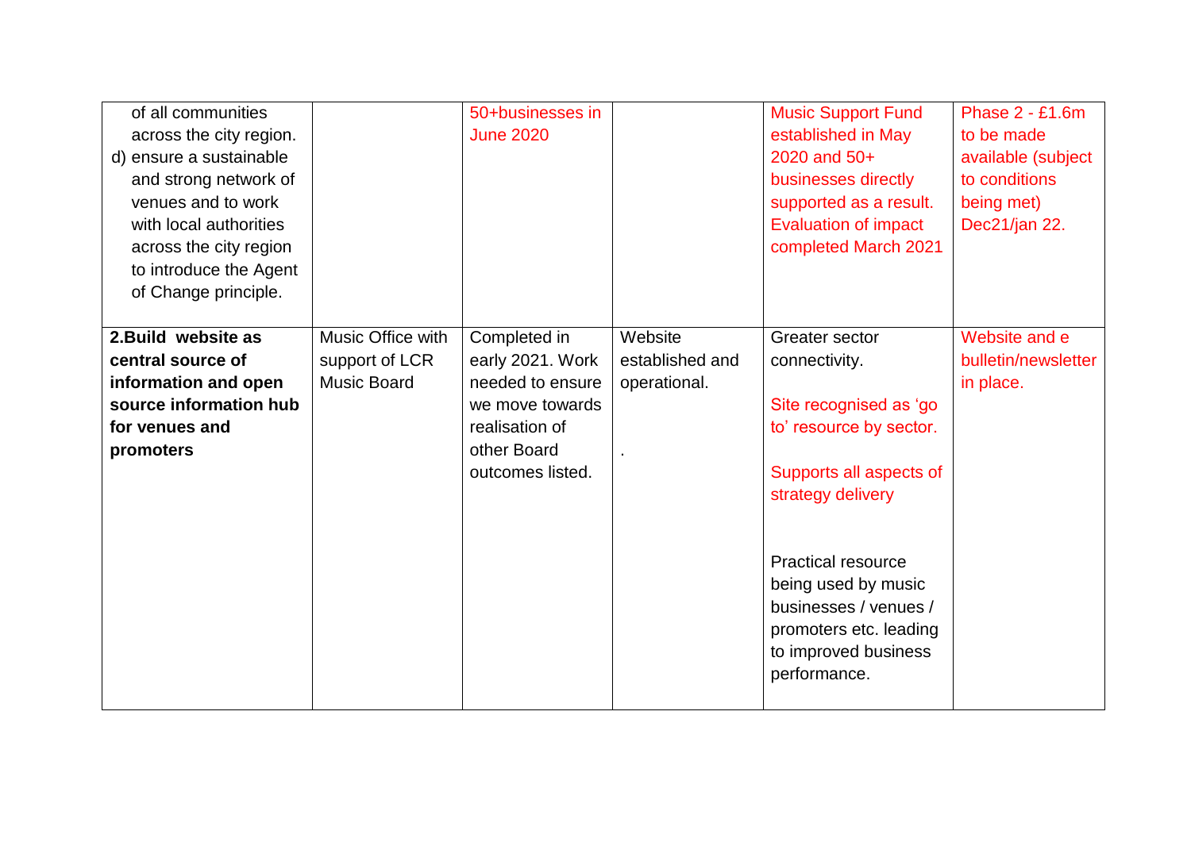| | | | | | |
|---|---|---|---|---|---|
| of all communities across the city region.<br>d) ensure a sustainable and strong network of venues and to work with local authorities across the city region to introduce the Agent of Change principle. | | 50+businesses in June 2020 | | Music Support Fund established in May 2020 and 50+ businesses directly supported as a result. Evaluation of impact completed March 2021 | Phase 2 - £1.6m to be made available (subject to conditions being met) Dec21/jan 22. |
| **2.Build website as central source of information and open source information hub for venues and promoters** | Music Office with support of LCR Music Board | Completed in early 2021. Work needed to ensure we move towards realisation of other Board outcomes listed. | Website established and operational.<br><br>. | Greater sector connectivity.<br><br>Site recognised as 'go to' resource by sector.<br><br>Supports all aspects of strategy delivery<br><br>Practical resource being used by music businesses / venues / promoters etc. leading to improved business performance. | Website and e bulletin/newsletter in place. |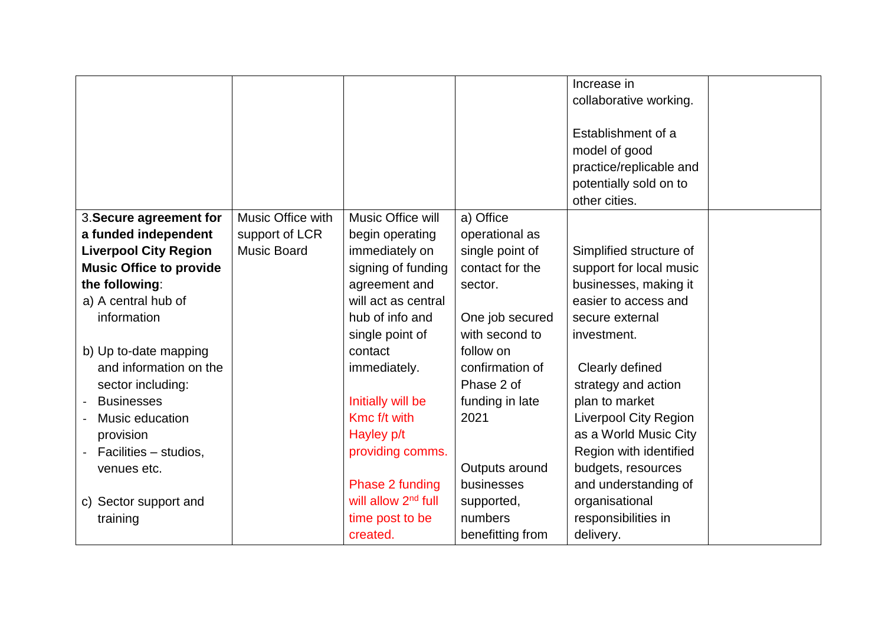| | | | | | |
|---|---|---|---|---|---|
| | | | | Increase in collaborative working.<br><br>Establishment of a model of good practice/replicable and potentially sold on to other cities. | |
| 3. **Secure agreement for a funded independent Liverpool City Region Music Office to provide the following**:<br>a) A central hub of information<br><br>b) Up to-date mapping and information on the sector including:<br>- Businesses<br>- Music education provision<br>- Facilities – studios, venues etc.<br><br>c) Sector support and training | Music Office with support of LCR Music Board | Music Office will begin operating immediately on signing of funding agreement and will act as central hub of info and single point of contact immediately.<br><br>Initially will be Kmc f/t with Hayley p/t providing comms.<br><br>Phase 2 funding will allow 2nd full time post to be created. | a) Office operational as single point of contact for the sector.<br><br>One job secured with second to follow on confirmation of Phase 2 of funding in late 2021<br><br>Outputs around businesses supported, numbers benefitting from | Simplified structure of support for local music businesses, making it easier to access and secure external investment.<br><br>Clearly defined strategy and action plan to market Liverpool City Region as a World Music City Region with identified budgets, resources and understanding of organisational responsibilities in delivery. | |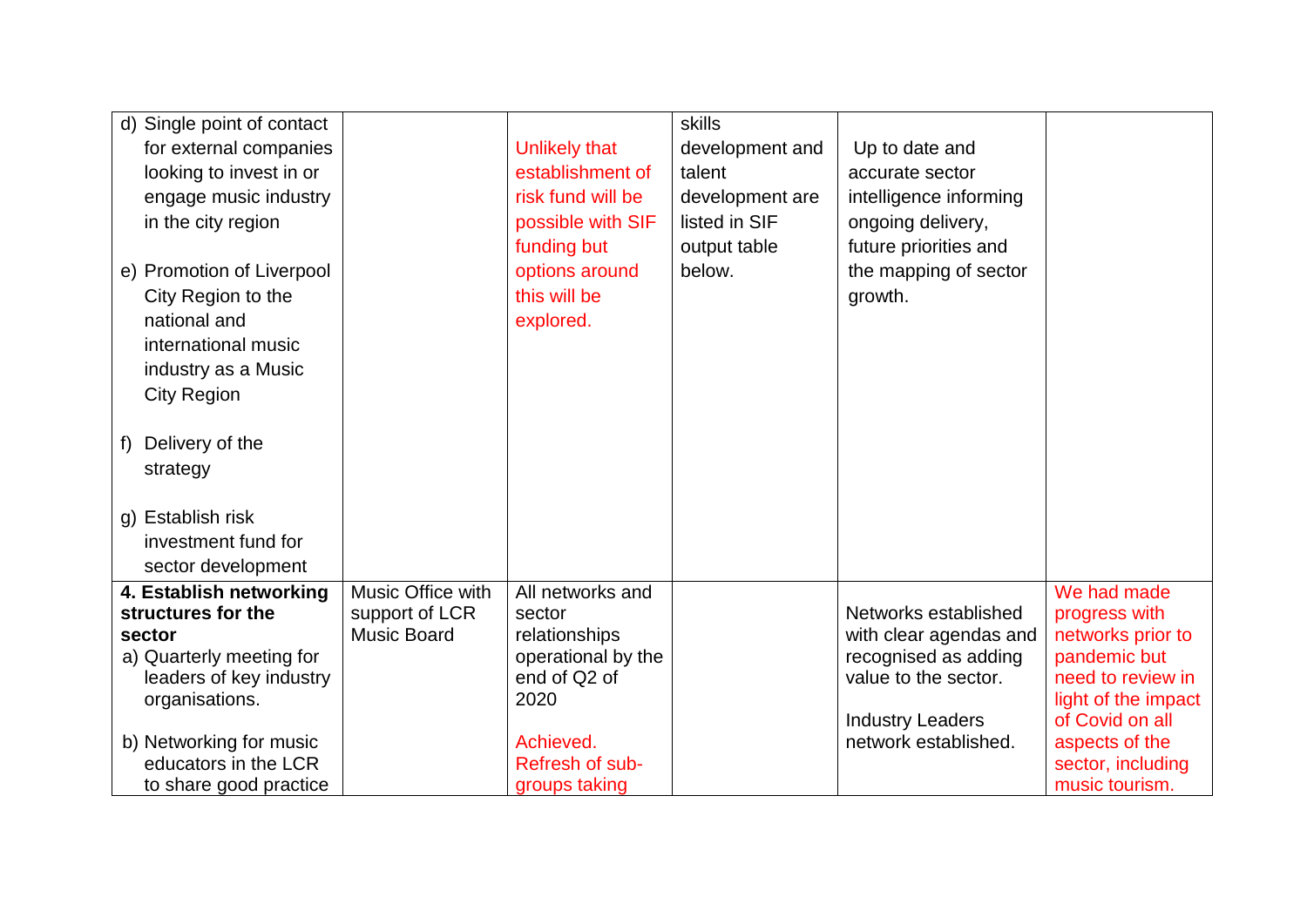| | | | | | |
|---|---|---|---|---|---|
| d) Single point of contact for external companies looking to invest in or engage music industry in the city region<br><br>e) Promotion of Liverpool City Region to the national and international music industry as a Music City Region<br><br>f) Delivery of the strategy<br><br>g) Establish risk investment fund for sector development | | Unlikely that establishment of risk fund will be possible with SIF funding but options around this will be explored. | skills development and talent development are listed in SIF output table below. | Up to date and accurate sector intelligence informing ongoing delivery, future priorities and the mapping of sector growth. | |
| **4. Establish networking structures for the sector**<br>a) Quarterly meeting for leaders of key industry organisations.<br><br>b) Networking for music educators in the LCR to share good practice | Music Office with support of LCR Music Board | All networks and sector relationships operational by the end of Q2 of 2020<br><br>Achieved. Refresh of sub-groups taking | | Networks established with clear agendas and recognised as adding value to the sector.<br><br>Industry Leaders network established. | We had made progress with networks prior to pandemic but need to review in light of the impact of Covid on all aspects of the sector, including music tourism. |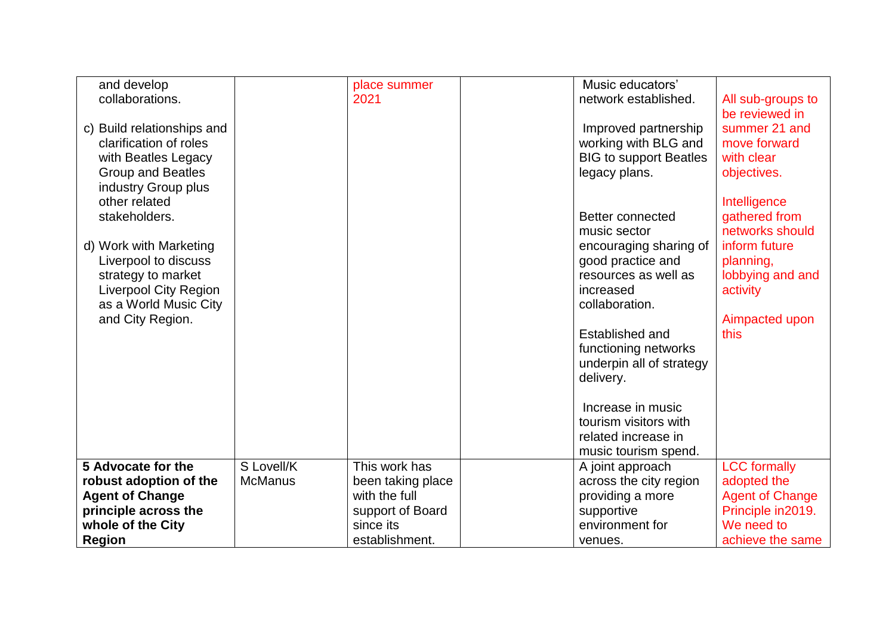| | | | | | |
|---|---|---|---|---|---|
| and develop collaborations.<br><br>c) Build relationships and clarification of roles with Beatles Legacy Group and Beatles industry Group plus other related stakeholders.<br><br>d) Work with Marketing Liverpool to discuss strategy to market Liverpool City Region as a World Music City and City Region. | | place summer 2021 | | Music educators' network established.<br><br>Improved partnership working with BLG and BIG to support Beatles legacy plans.<br><br>Better connected music sector encouraging sharing of good practice and resources as well as increased collaboration.<br><br>Established and functioning networks underpin all of strategy delivery.<br><br>Increase in music tourism visitors with related increase in music tourism spend. | All sub-groups to be reviewed in summer 21 and move forward with clear objectives.<br><br>Intelligence gathered from networks should inform future planning, lobbying and and activity<br><br>Aimpacted upon this |
| **5 Advocate for the robust adoption of the Agent of Change principle across the whole of the City Region** | S Lovell/K McManus | This work has been taking place with the full support of Board since its establishment. | | A joint approach across the city region providing a more supportive environment for venues. | LCC formally adopted the Agent of Change Principle in2019. We need to achieve the same |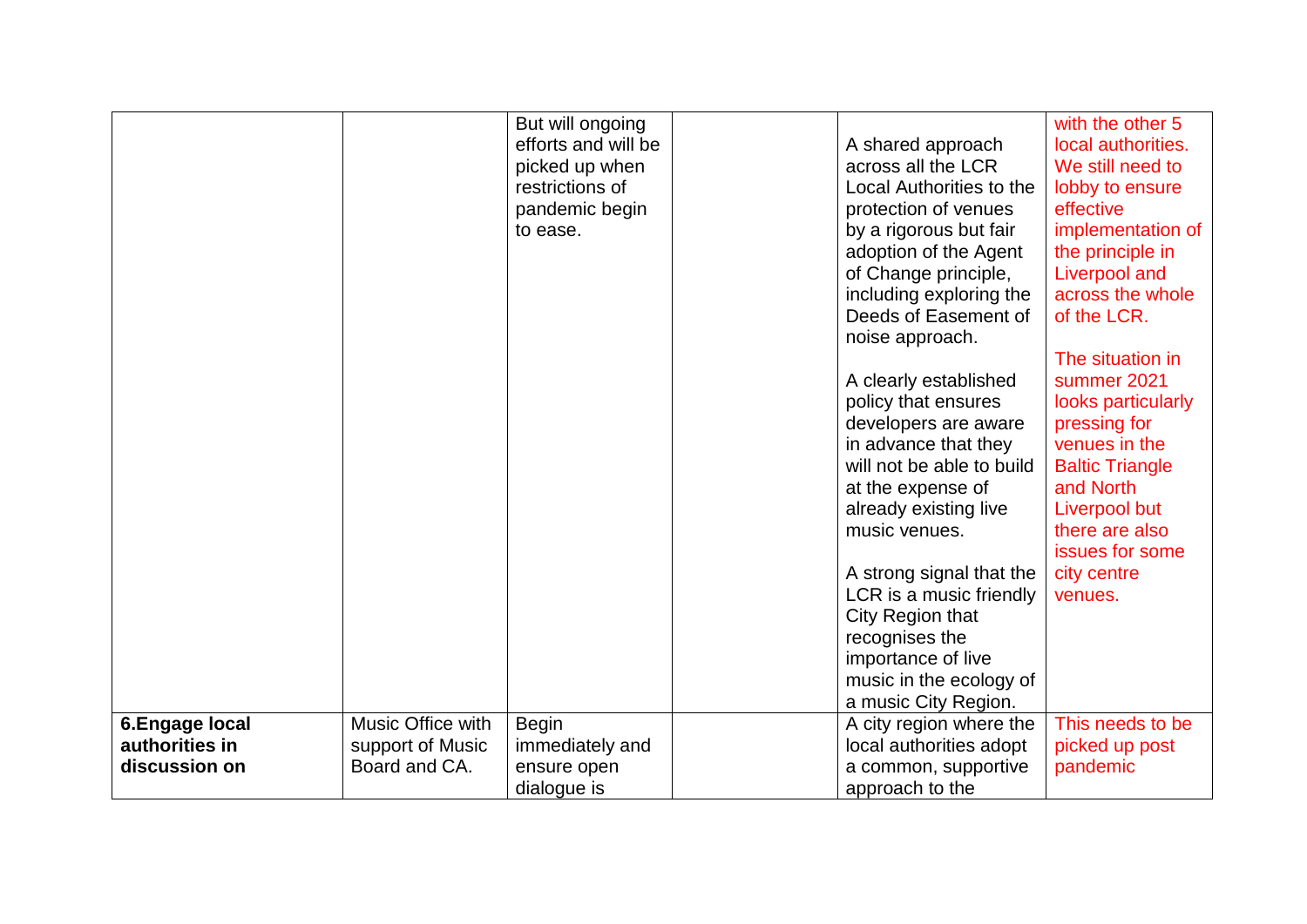| | | | | | |
|---|---|---|---|---|---|
| | | But will ongoing efforts and will be picked up when restrictions of pandemic begin to ease. | | A shared approach across all the LCR Local Authorities to the protection of venues by a rigorous but fair adoption of the Agent of Change principle, including exploring the Deeds of Easement of noise approach.<br><br>A clearly established policy that ensures developers are aware in advance that they will not be able to build at the expense of already existing live music venues.<br><br>A strong signal that the LCR is a music friendly City Region that recognises the importance of live music in the ecology of a music City Region. | with the other 5 local authorities. We still need to lobby to ensure effective implementation of the principle in Liverpool and across the whole of the LCR.<br><br>The situation in summer 2021 looks particularly pressing for venues in the Baltic Triangle and North Liverpool but there are also issues for some city centre venues. |
| **6.Engage local authorities in discussion on** | Music Office with support of Music Board and CA. | Begin immediately and ensure open dialogue is | | A city region where the local authorities adopt a common, supportive approach to the | This needs to be picked up post pandemic |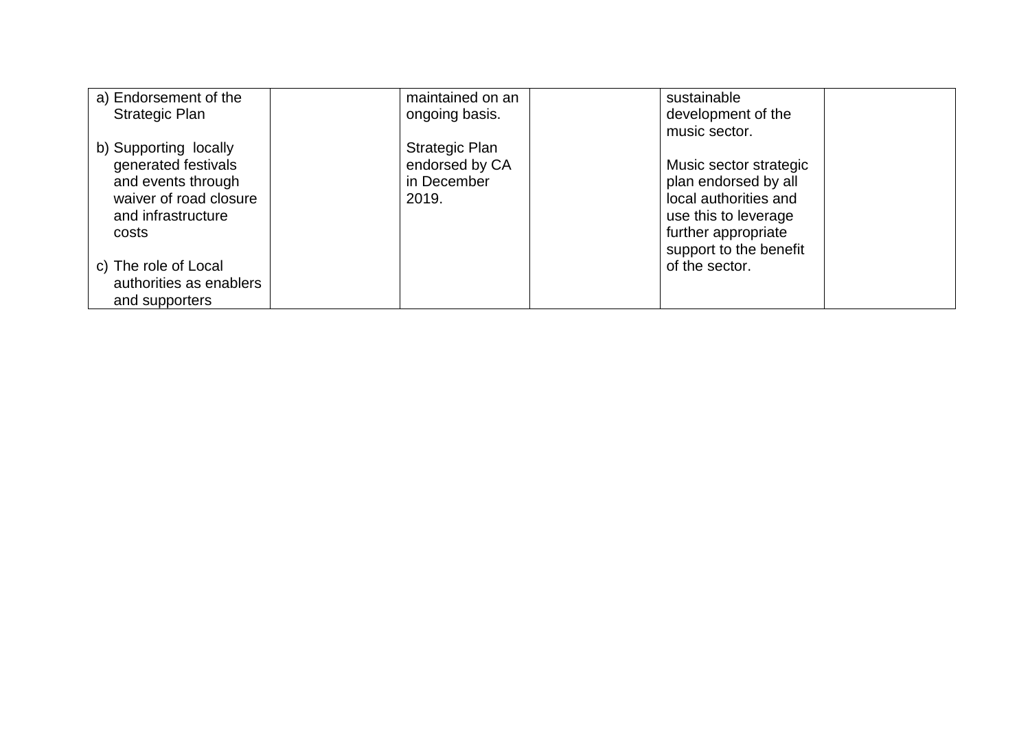| | | | | | |
|---|---|---|---|---|---|
| a) Endorsement of the Strategic Plan<br><br>b) Supporting locally generated festivals and events through waiver of road closure and infrastructure costs<br><br>c) The role of Local authorities as enablers and supporters | | maintained on an ongoing basis.<br><br>Strategic Plan endorsed by CA in December 2019. | | sustainable development of the music sector.<br><br>Music sector strategic plan endorsed by all local authorities and use this to leverage further appropriate support to the benefit of the sector. | |